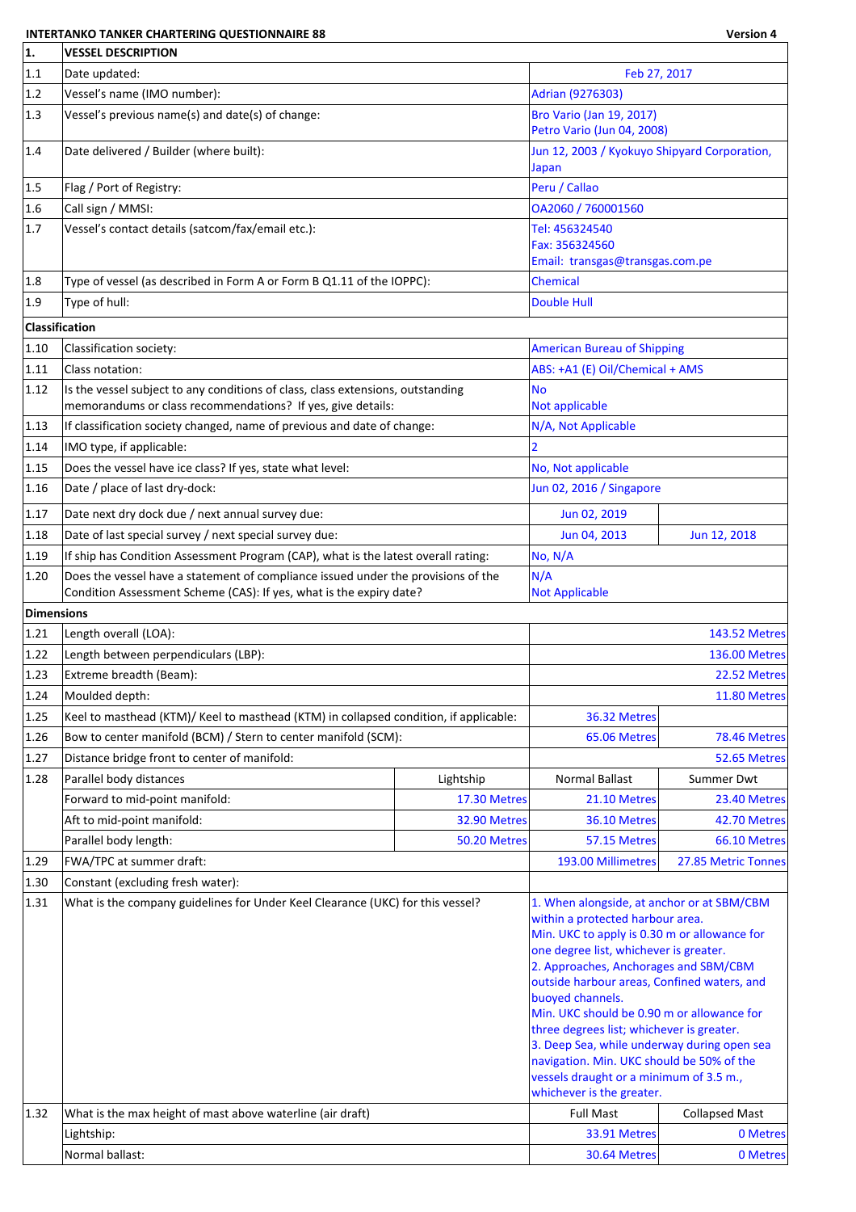**INTERTANKO TANKER CHARTERING QUESTIONNAIRE 88** — **Version 4**

| | | | | |
|---|---|---|---|---|
| **1.** | **VESSEL DESCRIPTION** | | | |
| 1.1 | Date updated: | | Feb 27, 2017 | |
| 1.2 | Vessel's name (IMO number): | | Adrian (9276303) | |
| 1.3 | Vessel's previous name(s) and date(s) of change: | | Bro Vario (Jan 19, 2017)<br>Petro Vario (Jun 04, 2008) | |
| 1.4 | Date delivered / Builder (where built): | | Jun 12, 2003 / Kyokuyo Shipyard Corporation, Japan | |
| 1.5 | Flag / Port of Registry: | | Peru / Callao | |
| 1.6 | Call sign / MMSI: | | OA2060 / 760001560 | |
| 1.7 | Vessel's contact details (satcom/fax/email etc.): | | Tel: 456324540<br>Fax: 356324560<br>Email: transgas@transgas.com.pe | |
| 1.8 | Type of vessel (as described in Form A or Form B Q1.11 of the IOPPC): | | Chemical | |
| 1.9 | Type of hull: | | Double Hull | |
| **Classification** | | | | |
| 1.10 | Classification society: | | American Bureau of Shipping | |
| 1.11 | Class notation: | | ABS: +A1 (E) Oil/Chemical + AMS | |
| 1.12 | Is the vessel subject to any conditions of class, class extensions, outstanding memorandums or class recommendations? If yes, give details: | | No<br>Not applicable | |
| 1.13 | If classification society changed, name of previous and date of change: | | N/A, Not Applicable | |
| 1.14 | IMO type, if applicable: | | 2 | |
| 1.15 | Does the vessel have ice class? If yes, state what level: | | No, Not applicable | |
| 1.16 | Date / place of last dry-dock: | | Jun 02, 2016 / Singapore | |
| 1.17 | Date next dry dock due / next annual survey due: | | Jun 02, 2019 | |
| 1.18 | Date of last special survey / next special survey due: | | Jun 04, 2013 | Jun 12, 2018 |
| 1.19 | If ship has Condition Assessment Program (CAP), what is the latest overall rating: | | No, N/A | |
| 1.20 | Does the vessel have a statement of compliance issued under the provisions of the Condition Assessment Scheme (CAS): If yes, what is the expiry date? | | N/A<br>Not Applicable | |
| **Dimensions** | | | | |
| 1.21 | Length overall (LOA): | | | 143.52 Metres |
| 1.22 | Length between perpendiculars (LBP): | | | 136.00 Metres |
| 1.23 | Extreme breadth (Beam): | | | 22.52 Metres |
| 1.24 | Moulded depth: | | | 11.80 Metres |
| 1.25 | Keel to masthead (KTM)/ Keel to masthead (KTM) in collapsed condition, if applicable: | | 36.32 Metres | |
| 1.26 | Bow to center manifold (BCM) / Stern to center manifold (SCM): | | 65.06 Metres | 78.46 Metres |
| 1.27 | Distance bridge front to center of manifold: | | | 52.65 Metres |
| 1.28 | Parallel body distances | Lightship | Normal Ballast | Summer Dwt |
| | Forward to mid-point manifold: | 17.30 Metres | 21.10 Metres | 23.40 Metres |
| | Aft to mid-point manifold: | 32.90 Metres | 36.10 Metres | 42.70 Metres |
| | Parallel body length: | 50.20 Metres | 57.15 Metres | 66.10 Metres |
| 1.29 | FWA/TPC at summer draft: | | 193.00 Millimetres | 27.85 Metric Tonnes |
| 1.30 | Constant (excluding fresh water): | | | |
| 1.31 | What is the company guidelines for Under Keel Clearance (UKC) for this vessel? | | 1. When alongside, at anchor or at SBM/CBM within a protected harbour area.<br>Min. UKC to apply is 0.30 m or allowance for one degree list, whichever is greater.<br>2. Approaches, Anchorages and SBM/CBM outside harbour areas, Confined waters, and buoyed channels.<br>Min. UKC should be 0.90 m or allowance for three degrees list; whichever is greater.<br>3. Deep Sea, while underway during open sea navigation. Min. UKC should be 50% of the vessels draught or a minimum of 3.5 m., whichever is the greater. | |
| 1.32 | What is the max height of mast above waterline (air draft) | | Full Mast | Collapsed Mast |
| | Lightship: | | 33.91 Metres | 0 Metres |
| | Normal ballast: | | 30.64 Metres | 0 Metres |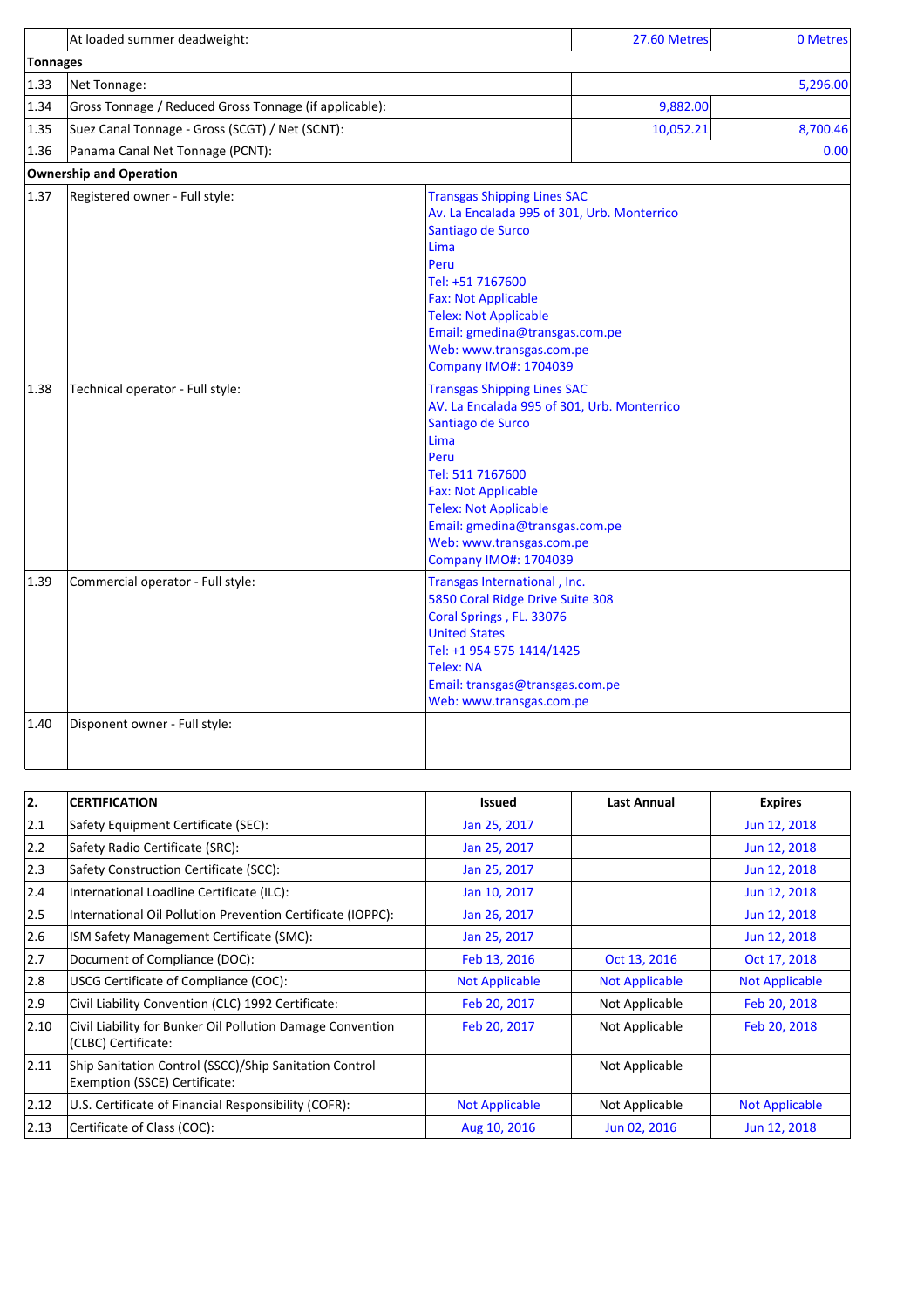| | | | |
|---|---|---|---|
| | At loaded summer deadweight: | 27.60 Metres | 0 Metres |
| **Tonnages** | | | |
| 1.33 | Net Tonnage: | | 5,296.00 |
| 1.34 | Gross Tonnage / Reduced Gross Tonnage (if applicable): | 9,882.00 | |
| 1.35 | Suez Canal Tonnage - Gross (SCGT) / Net (SCNT): | 10,052.21 | 8,700.46 |
| 1.36 | Panama Canal Net Tonnage (PCNT): | | 0.00 |
| **Ownership and Operation** | | | |
| 1.37 | Registered owner - Full style: | Transgas Shipping Lines SAC<br>Av. La Encalada 995 of 301, Urb. Monterrico<br>Santiago de Surco<br>Lima<br>Peru<br>Tel: +51 7167600<br>Fax: Not Applicable<br>Telex: Not Applicable<br>Email: gmedina@transgas.com.pe<br>Web: www.transgas.com.pe<br>Company IMO#: 1704039 | |
| 1.38 | Technical operator - Full style: | Transgas Shipping Lines SAC<br>AV. La Encalada 995 of 301, Urb. Monterrico<br>Santiago de Surco<br>Lima<br>Peru<br>Tel: 511 7167600<br>Fax: Not Applicable<br>Telex: Not Applicable<br>Email: gmedina@transgas.com.pe<br>Web: www.transgas.com.pe<br>Company IMO#: 1704039 | |
| 1.39 | Commercial operator - Full style: | Transgas International , Inc.<br>5850 Coral Ridge Drive Suite 308<br>Coral Springs , FL. 33076<br>United States<br>Tel: +1 954 575 1414/1425<br>Telex: NA<br>Email: transgas@transgas.com.pe<br>Web: www.transgas.com.pe | |
| 1.40 | Disponent owner - Full style: | | |

| 2. | CERTIFICATION | Issued | Last Annual | Expires |
|---|---|---|---|---|
| 2.1 | Safety Equipment Certificate (SEC): | Jan 25, 2017 | | Jun 12, 2018 |
| 2.2 | Safety Radio Certificate (SRC): | Jan 25, 2017 | | Jun 12, 2018 |
| 2.3 | Safety Construction Certificate (SCC): | Jan 25, 2017 | | Jun 12, 2018 |
| 2.4 | International Loadline Certificate (ILC): | Jan 10, 2017 | | Jun 12, 2018 |
| 2.5 | International Oil Pollution Prevention Certificate (IOPPC): | Jan 26, 2017 | | Jun 12, 2018 |
| 2.6 | ISM Safety Management Certificate (SMC): | Jan 25, 2017 | | Jun 12, 2018 |
| 2.7 | Document of Compliance (DOC): | Feb 13, 2016 | Oct 13, 2016 | Oct 17, 2018 |
| 2.8 | USCG Certificate of Compliance (COC): | Not Applicable | Not Applicable | Not Applicable |
| 2.9 | Civil Liability Convention (CLC) 1992 Certificate: | Feb 20, 2017 | Not Applicable | Feb 20, 2018 |
| 2.10 | Civil Liability for Bunker Oil Pollution Damage Convention (CLBC) Certificate: | Feb 20, 2017 | Not Applicable | Feb 20, 2018 |
| 2.11 | Ship Sanitation Control (SSCC)/Ship Sanitation Control Exemption (SSCE) Certificate: | | Not Applicable | |
| 2.12 | U.S. Certificate of Financial Responsibility (COFR): | Not Applicable | Not Applicable | Not Applicable |
| 2.13 | Certificate of Class (COC): | Aug 10, 2016 | Jun 02, 2016 | Jun 12, 2018 |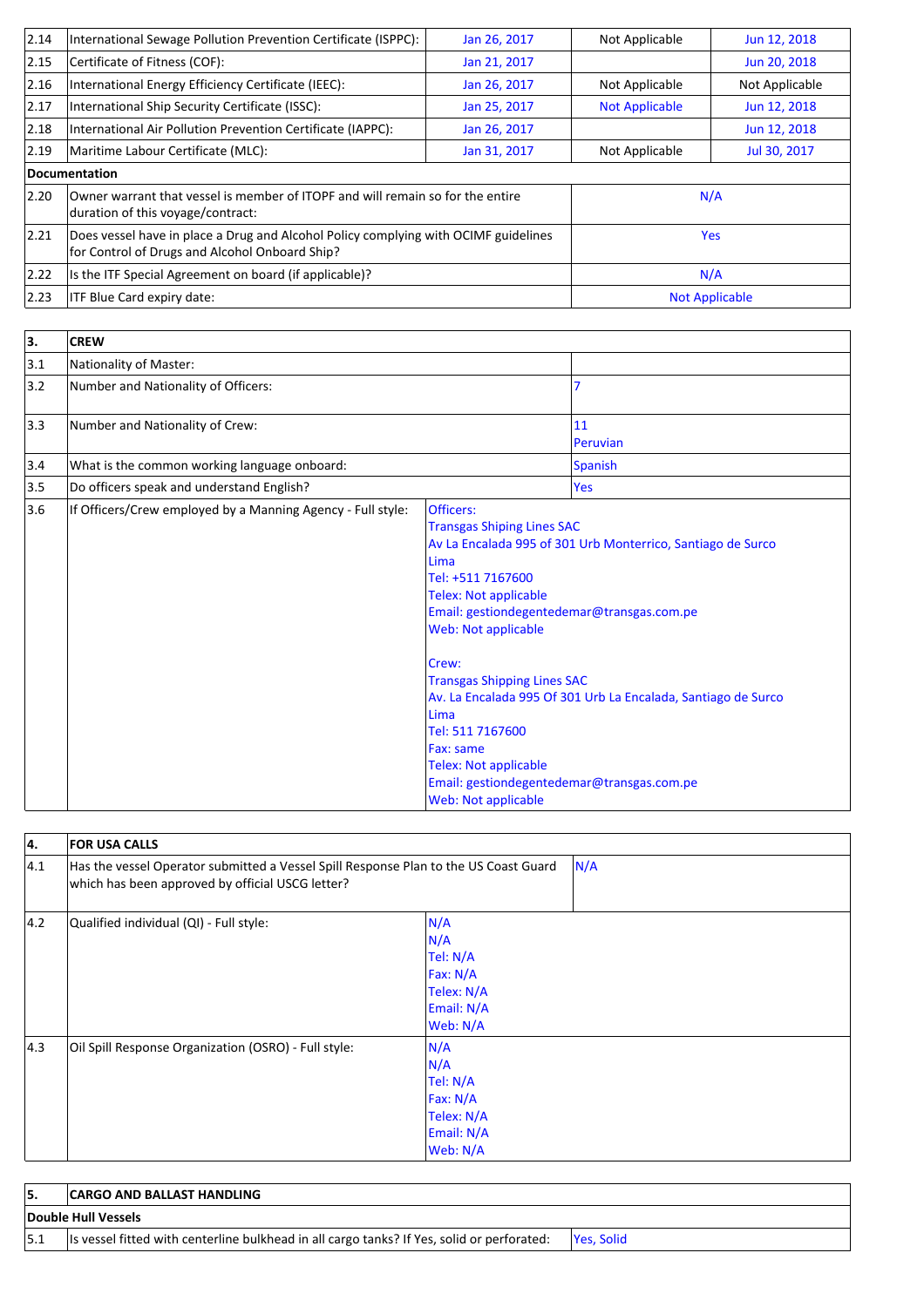| | | | | |
|---|---|---|---|---|
| 2.14 | International Sewage Pollution Prevention Certificate (ISPPC): | Jan 26, 2017 | Not Applicable | Jun 12, 2018 |
| 2.15 | Certificate of Fitness (COF): | Jan 21, 2017 | | Jun 20, 2018 |
| 2.16 | International Energy Efficiency Certificate (IEEC): | Jan 26, 2017 | Not Applicable | Not Applicable |
| 2.17 | International Ship Security Certificate (ISSC): | Jan 25, 2017 | Not Applicable | Jun 12, 2018 |
| 2.18 | International Air Pollution Prevention Certificate (IAPPC): | Jan 26, 2017 | | Jun 12, 2018 |
| 2.19 | Maritime Labour Certificate (MLC): | Jan 31, 2017 | Not Applicable | Jul 30, 2017 |
| **Documentation** | | | | |
| 2.20 | Owner warrant that vessel is member of ITOPF and will remain so for the entire duration of this voyage/contract: | N/A | | |
| 2.21 | Does vessel have in place a Drug and Alcohol Policy complying with OCIMF guidelines for Control of Drugs and Alcohol Onboard Ship? | Yes | | |
| 2.22 | Is the ITF Special Agreement on board (if applicable)? | N/A | | |
| 2.23 | ITF Blue Card expiry date: | Not Applicable | | |

| 3. | CREW | |
|---|---|---|
| 3.1 | Nationality of Master: | |
| 3.2 | Number and Nationality of Officers: | 7 |
| 3.3 | Number and Nationality of Crew: | 11<br>Peruvian |
| 3.4 | What is the common working language onboard: | Spanish |
| 3.5 | Do officers speak and understand English? | Yes |
| 3.6 | If Officers/Crew employed by a Manning Agency - Full style: | Officers:<br>Transgas Shiping Lines SAC<br>Av La Encalada 995 of 301 Urb Monterrico, Santiago de Surco<br>Lima<br>Tel: +511 7167600<br>Telex: Not applicable<br>Email: gestiondegentedemar@transgas.com.pe<br>Web: Not applicable<br><br>Crew:<br>Transgas Shipping Lines SAC<br>Av. La Encalada 995 Of 301 Urb La Encalada, Santiago de Surco<br>Lima<br>Tel: 511 7167600<br>Fax: same<br>Telex: Not applicable<br>Email: gestiondegentedemar@transgas.com.pe<br>Web: Not applicable |

| 4. | FOR USA CALLS | |
|---|---|---|
| 4.1 | Has the vessel Operator submitted a Vessel Spill Response Plan to the US Coast Guard which has been approved by official USCG letter? | N/A |
| 4.2 | Qualified individual (QI) - Full style: | N/A<br>N/A<br>Tel: N/A<br>Fax: N/A<br>Telex: N/A<br>Email: N/A<br>Web: N/A |
| 4.3 | Oil Spill Response Organization (OSRO) - Full style: | N/A<br>N/A<br>Tel: N/A<br>Fax: N/A<br>Telex: N/A<br>Email: N/A<br>Web: N/A |

| 5. | CARGO AND BALLAST HANDLING | |
|---|---|---|
| **Double Hull Vessels** | | |
| 5.1 | Is vessel fitted with centerline bulkhead in all cargo tanks? If Yes, solid or perforated: | Yes, Solid |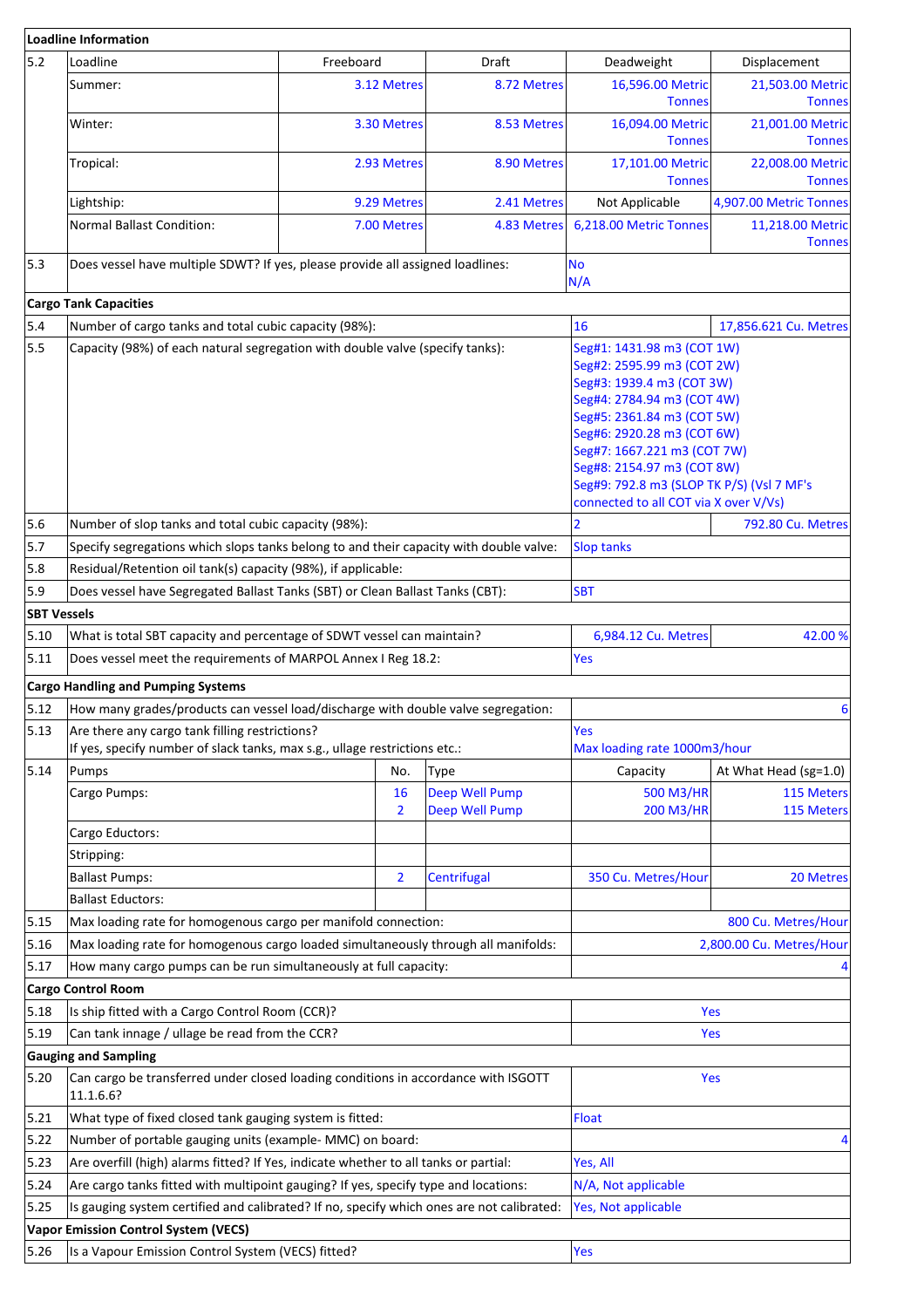| **Loadline Information** | | | | | | |
|---|---|---|---|---|---|---|
| 5.2 | Loadline | | Freeboard | Draft | Deadweight | Displacement |
| | Summer: | | 3.12 Metres | 8.72 Metres | 16,596.00 Metric Tonnes | 21,503.00 Metric Tonnes |
| | Winter: | | 3.30 Metres | 8.53 Metres | 16,094.00 Metric Tonnes | 21,001.00 Metric Tonnes |
| | Tropical: | | 2.93 Metres | 8.90 Metres | 17,101.00 Metric Tonnes | 22,008.00 Metric Tonnes |
| | Lightship: | | 9.29 Metres | 2.41 Metres | Not Applicable | 4,907.00 Metric Tonnes |
| | Normal Ballast Condition: | | 7.00 Metres | 4.83 Metres | 6,218.00 Metric Tonnes | 11,218.00 Metric Tonnes |
| 5.3 | Does vessel have multiple SDWT? If yes, please provide all assigned loadlines: | | | | No<br>N/A | |
| **Cargo Tank Capacities** | | | | | | |
| 5.4 | Number of cargo tanks and total cubic capacity (98%): | | | | 16 | 17,856.621 Cu. Metres |
| 5.5 | Capacity (98%) of each natural segregation with double valve (specify tanks): | | | | Seg#1: 1431.98 m3 (COT 1W)<br>Seg#2: 2595.99 m3 (COT 2W)<br>Seg#3: 1939.4 m3 (COT 3W)<br>Seg#4: 2784.94 m3 (COT 4W)<br>Seg#5: 2361.84 m3 (COT 5W)<br>Seg#6: 2920.28 m3 (COT 6W)<br>Seg#7: 1667.221 m3 (COT 7W)<br>Seg#8: 2154.97 m3 (COT 8W)<br>Seg#9: 792.8 m3 (SLOP TK P/S) (Vsl 7 MF's connected to all COT via X over V/Vs) | |
| 5.6 | Number of slop tanks and total cubic capacity (98%): | | | | 2 | 792.80 Cu. Metres |
| 5.7 | Specify segregations which slops tanks belong to and their capacity with double valve: | | | | Slop tanks | |
| 5.8 | Residual/Retention oil tank(s) capacity (98%), if applicable: | | | | | |
| 5.9 | Does vessel have Segregated Ballast Tanks (SBT) or Clean Ballast Tanks (CBT): | | | | SBT | |
| **SBT Vessels** | | | | | | |
| 5.10 | What is total SBT capacity and percentage of SDWT vessel can maintain? | | | | 6,984.12 Cu. Metres | 42.00 % |
| 5.11 | Does vessel meet the requirements of MARPOL Annex I Reg 18.2: | | | | Yes | |
| **Cargo Handling and Pumping Systems** | | | | | | |
| 5.12 | How many grades/products can vessel load/discharge with double valve segregation: | | | | | 6 |
| 5.13 | Are there any cargo tank filling restrictions?<br>If yes, specify number of slack tanks, max s.g., ullage restrictions etc.: | | | | Yes<br>Max loading rate 1000m3/hour | |
| 5.14 | Pumps | No. | Type | | Capacity | At What Head (sg=1.0) |
| | Cargo Pumps: | 16<br>2 | Deep Well Pump<br>Deep Well Pump | | 500 M3/HR<br>200 M3/HR | 115 Meters<br>115 Meters |
| | Cargo Eductors: | | | | | |
| | Stripping: | | | | | |
| | Ballast Pumps: | 2 | Centrifugal | | 350 Cu. Metres/Hour | 20 Metres |
| | Ballast Eductors: | | | | | |
| 5.15 | Max loading rate for homogenous cargo per manifold connection: | | | | | 800 Cu. Metres/Hour |
| 5.16 | Max loading rate for homogenous cargo loaded simultaneously through all manifolds: | | | | | 2,800.00 Cu. Metres/Hour |
| 5.17 | How many cargo pumps can be run simultaneously at full capacity: | | | | | 4 |
| **Cargo Control Room** | | | | | | |
| 5.18 | Is ship fitted with a Cargo Control Room (CCR)? | | | | Yes | |
| 5.19 | Can tank innage / ullage be read from the CCR? | | | | Yes | |
| **Gauging and Sampling** | | | | | | |
| 5.20 | Can cargo be transferred under closed loading conditions in accordance with ISGOTT 11.1.6.6? | | | | Yes | |
| 5.21 | What type of fixed closed tank gauging system is fitted: | | | | Float | |
| 5.22 | Number of portable gauging units (example- MMC) on board: | | | | | 4 |
| 5.23 | Are overfill (high) alarms fitted? If Yes, indicate whether to all tanks or partial: | | | | Yes, All | |
| 5.24 | Are cargo tanks fitted with multipoint gauging? If yes, specify type and locations: | | | | N/A, Not applicable | |
| 5.25 | Is gauging system certified and calibrated? If no, specify which ones are not calibrated: | | | | Yes, Not applicable | |
| **Vapor Emission Control System (VECS)** | | | | | | |
| 5.26 | Is a Vapour Emission Control System (VECS) fitted? | | | | Yes | |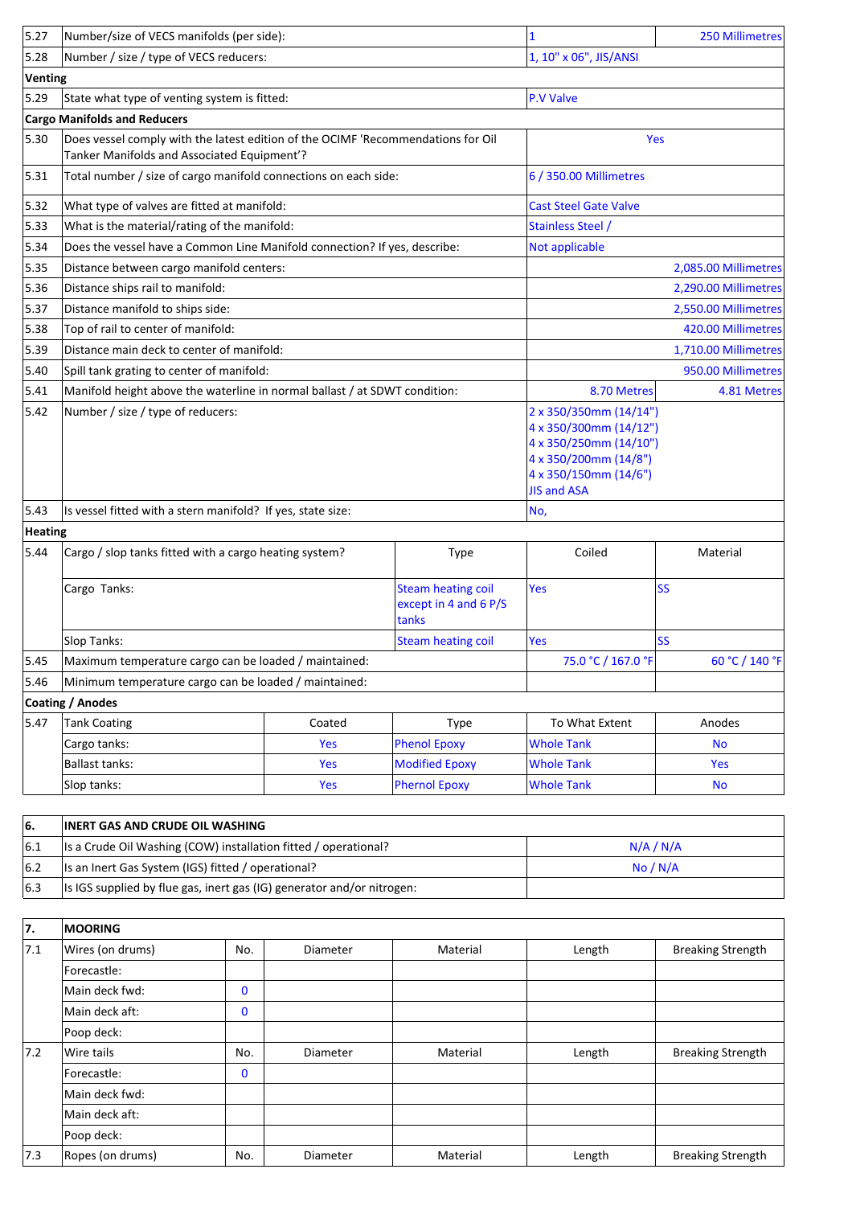| | | | | | |
|---|---|---|---|---|---|
| 5.27 | Number/size of VECS manifolds (per side): | | | 1 | 250 Millimetres |
| 5.28 | Number / size / type of VECS reducers: | | | 1, 10" x 06", JIS/ANSI | |
| **Venting** | | | | | |
| 5.29 | State what type of venting system is fitted: | | | P.V Valve | |
| **Cargo Manifolds and Reducers** | | | | | |
| 5.30 | Does vessel comply with the latest edition of the OCIMF 'Recommendations for Oil Tanker Manifolds and Associated Equipment'? | | | Yes | |
| 5.31 | Total number / size of cargo manifold connections on each side: | | | 6 / 350.00 Millimetres | |
| 5.32 | What type of valves are fitted at manifold: | | | Cast Steel Gate Valve | |
| 5.33 | What is the material/rating of the manifold: | | | Stainless Steel / | |
| 5.34 | Does the vessel have a Common Line Manifold connection? If yes, describe: | | | Not applicable | |
| 5.35 | Distance between cargo manifold centers: | | | | 2,085.00 Millimetres |
| 5.36 | Distance ships rail to manifold: | | | | 2,290.00 Millimetres |
| 5.37 | Distance manifold to ships side: | | | | 2,550.00 Millimetres |
| 5.38 | Top of rail to center of manifold: | | | | 420.00 Millimetres |
| 5.39 | Distance main deck to center of manifold: | | | | 1,710.00 Millimetres |
| 5.40 | Spill tank grating to center of manifold: | | | | 950.00 Millimetres |
| 5.41 | Manifold height above the waterline in normal ballast / at SDWT condition: | | | 8.70 Metres | 4.81 Metres |
| 5.42 | Number / size / type of reducers: | | | 2 x 350/350mm (14/14")<br>4 x 350/300mm (14/12")<br>4 x 350/250mm (14/10")<br>4 x 350/200mm (14/8")<br>4 x 350/150mm (14/6")<br>JIS and ASA | |
| 5.43 | Is vessel fitted with a stern manifold? If yes, state size: | | | No, | |
| **Heating** | | | | | |
| 5.44 | Cargo / slop tanks fitted with a cargo heating system? | | Type | Coiled | Material |
| | Cargo Tanks: | | Steam heating coil except in 4 and 6 P/S tanks | Yes | SS |
| | Slop Tanks: | | Steam heating coil | Yes | SS |
| 5.45 | Maximum temperature cargo can be loaded / maintained: | | | 75.0 °C / 167.0 °F | 60 °C / 140 °F |
| 5.46 | Minimum temperature cargo can be loaded / maintained: | | | | |
| **Coating / Anodes** | | | | | |
| 5.47 | Tank Coating | Coated | Type | To What Extent | Anodes |
| | Cargo tanks: | Yes | Phenol Epoxy | Whole Tank | No |
| | Ballast tanks: | Yes | Modified Epoxy | Whole Tank | Yes |
| | Slop tanks: | Yes | Phernol Epoxy | Whole Tank | No |

| 6. | INERT GAS AND CRUDE OIL WASHING | |
|---|---|---|
| 6.1 | Is a Crude Oil Washing (COW) installation fitted / operational? | N/A / N/A |
| 6.2 | Is an Inert Gas System (IGS) fitted / operational? | No / N/A |
| 6.3 | Is IGS supplied by flue gas, inert gas (IG) generator and/or nitrogen: | |

| 7. | MOORING | | | | | |
|---|---|---|---|---|---|---|
| 7.1 | Wires (on drums) | No. | Diameter | Material | Length | Breaking Strength |
| | Forecastle: | | | | | |
| | Main deck fwd: | 0 | | | | |
| | Main deck aft: | 0 | | | | |
| | Poop deck: | | | | | |
| 7.2 | Wire tails | No. | Diameter | Material | Length | Breaking Strength |
| | Forecastle: | 0 | | | | |
| | Main deck fwd: | | | | | |
| | Main deck aft: | | | | | |
| | Poop deck: | | | | | |
| 7.3 | Ropes (on drums) | No. | Diameter | Material | Length | Breaking Strength |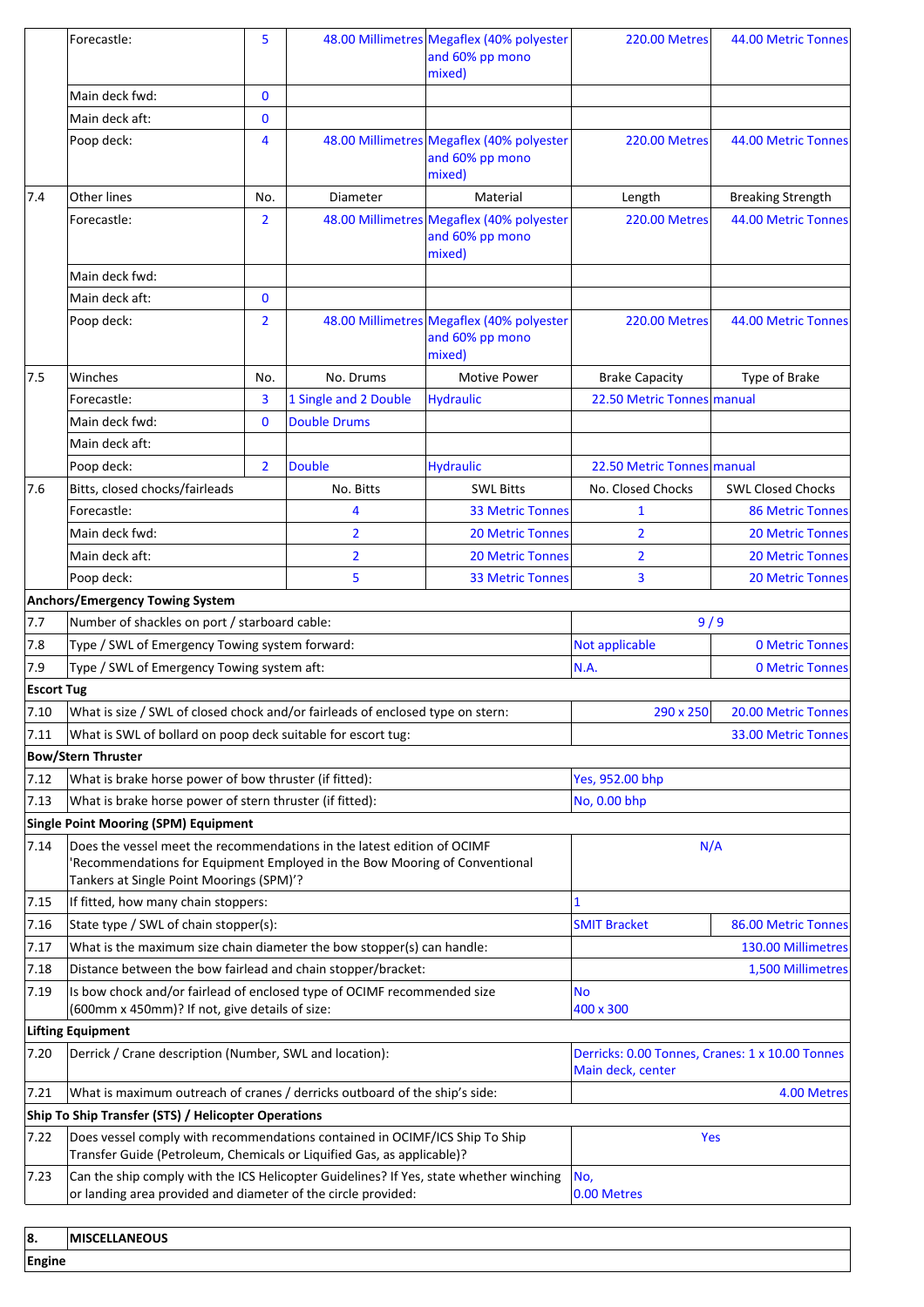| | | | | | | |
|---|---|---|---|---|---|---|
| | Forecastle: | 5 | 48.00 Millimetres | Megaflex (40% polyester and 60% pp mono mixed) | 220.00 Metres | 44.00 Metric Tonnes |
| | Main deck fwd: | 0 | | | | |
| | Main deck aft: | 0 | | | | |
| | Poop deck: | 4 | 48.00 Millimetres | Megaflex (40% polyester and 60% pp mono mixed) | 220.00 Metres | 44.00 Metric Tonnes |
| 7.4 | Other lines | No. | Diameter | Material | Length | Breaking Strength |
| | Forecastle: | 2 | 48.00 Millimetres | Megaflex (40% polyester and 60% pp mono mixed) | 220.00 Metres | 44.00 Metric Tonnes |
| | Main deck fwd: | | | | | |
| | Main deck aft: | 0 | | | | |
| | Poop deck: | 2 | 48.00 Millimetres | Megaflex (40% polyester and 60% pp mono mixed) | 220.00 Metres | 44.00 Metric Tonnes |
| 7.5 | Winches | No. | No. Drums | Motive Power | Brake Capacity | Type of Brake |
| | Forecastle: | 3 | 1 Single and 2 Double | Hydraulic | 22.50 Metric Tonnes | manual |
| | Main deck fwd: | 0 | Double Drums | | | |
| | Main deck aft: | | | | | |
| | Poop deck: | 2 | Double | Hydraulic | 22.50 Metric Tonnes | manual |
| 7.6 | Bitts, closed chocks/fairleads | | No. Bitts | SWL Bitts | No. Closed Chocks | SWL Closed Chocks |
| | Forecastle: | | 4 | 33 Metric Tonnes | 1 | 86 Metric Tonnes |
| | Main deck fwd: | | 2 | 20 Metric Tonnes | 2 | 20 Metric Tonnes |
| | Main deck aft: | | 2 | 20 Metric Tonnes | 2 | 20 Metric Tonnes |
| | Poop deck: | | 5 | 33 Metric Tonnes | 3 | 20 Metric Tonnes |

**Anchors/Emergency Towing System**

| | | | |
|---|---|---|---|
| 7.7 | Number of shackles on port / starboard cable: | 9 / 9 | |
| 7.8 | Type / SWL of Emergency Towing system forward: | Not applicable | 0 Metric Tonnes |
| 7.9 | Type / SWL of Emergency Towing system aft: | N.A. | 0 Metric Tonnes |

**Escort Tug**

| | | | |
|---|---|---|---|
| 7.10 | What is size / SWL of closed chock and/or fairleads of enclosed type on stern: | 290 x 250 | 20.00 Metric Tonnes |
| 7.11 | What is SWL of bollard on poop deck suitable for escort tug: | | 33.00 Metric Tonnes |

**Bow/Stern Thruster**

| | | |
|---|---|---|
| 7.12 | What is brake horse power of bow thruster (if fitted): | Yes, 952.00 bhp |
| 7.13 | What is brake horse power of stern thruster (if fitted): | No, 0.00 bhp |

**Single Point Mooring (SPM) Equipment**

| | | | |
|---|---|---|---|
| 7.14 | Does the vessel meet the recommendations in the latest edition of OCIMF 'Recommendations for Equipment Employed in the Bow Mooring of Conventional Tankers at Single Point Moorings (SPM)'? | N/A | |
| 7.15 | If fitted, how many chain stoppers: | 1 | |
| 7.16 | State type / SWL of chain stopper(s): | SMIT Bracket | 86.00 Metric Tonnes |
| 7.17 | What is the maximum size chain diameter the bow stopper(s) can handle: | | 130.00 Millimetres |
| 7.18 | Distance between the bow fairlead and chain stopper/bracket: | | 1,500 Millimetres |
| 7.19 | Is bow chock and/or fairlead of enclosed type of OCIMF recommended size (600mm x 450mm)? If not, give details of size: | No 400 x 300 | |

**Lifting Equipment**

| | | |
|---|---|---|
| 7.20 | Derrick / Crane description (Number, SWL and location): | Derricks: 0.00 Tonnes, Cranes: 1 x 10.00 Tonnes Main deck, center |
| 7.21 | What is maximum outreach of cranes / derricks outboard of the ship's side: | 4.00 Metres |

**Ship To Ship Transfer (STS) / Helicopter Operations**

| | | |
|---|---|---|
| 7.22 | Does vessel comply with recommendations contained in OCIMF/ICS Ship To Ship Transfer Guide (Petroleum, Chemicals or Liquified Gas, as applicable)? | Yes |
| 7.23 | Can the ship comply with the ICS Helicopter Guidelines? If Yes, state whether winching or landing area provided and diameter of the circle provided: | No, 0.00 Metres |

## 8. MISCELLANEOUS

**Engine**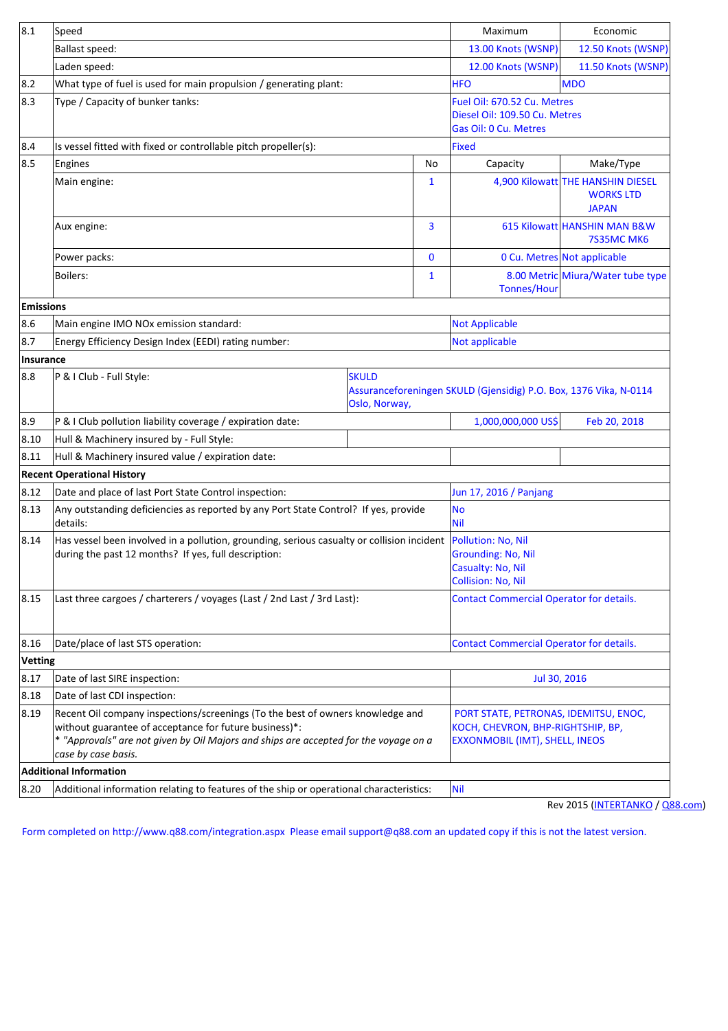| | | | | | |
|---|---|---|---|---|---|
| 8.1 | Speed | | | Maximum | Economic |
| | Ballast speed: | | | 13.00 Knots (WSNP) | 12.50 Knots (WSNP) |
| | Laden speed: | | | 12.00 Knots (WSNP) | 11.50 Knots (WSNP) |
| 8.2 | What type of fuel is used for main propulsion / generating plant: | | | HFO | MDO |
| 8.3 | Type / Capacity of bunker tanks: | | | Fuel Oil: 670.52 Cu. Metres<br>Diesel Oil: 109.50 Cu. Metres<br>Gas Oil: 0 Cu. Metres | |
| 8.4 | Is vessel fitted with fixed or controllable pitch propeller(s): | | | Fixed | |
| 8.5 | Engines | | No | Capacity | Make/Type |
| | Main engine: | | 1 | 4,900 Kilowatt | THE HANSHIN DIESEL WORKS LTD JAPAN |
| | Aux engine: | | 3 | 615 Kilowatt | HANSHIN MAN B&W 7S35MC MK6 |
| | Power packs: | | 0 | 0 Cu. Metres | Not applicable |
| | Boilers: | | 1 | 8.00 Metric Tonnes/Hour | Miura/Water tube type |
| **Emissions** | | | | | |
| 8.6 | Main engine IMO NOx emission standard: | | | Not Applicable | |
| 8.7 | Energy Efficiency Design Index (EEDI) rating number: | | | Not applicable | |
| **Insurance** | | | | | |
| 8.8 | P & I Club - Full Style: | SKULD<br>Assuranceforeningen SKULD (Gjensidig) P.O. Box, 1376 Vika, N-0114 Oslo, Norway, | | | |
| 8.9 | P & I Club pollution liability coverage / expiration date: | | | 1,000,000,000 US$ | Feb 20, 2018 |
| 8.10 | Hull & Machinery insured by - Full Style: | | | | |
| 8.11 | Hull & Machinery insured value / expiration date: | | | | |
| **Recent Operational History** | | | | | |
| 8.12 | Date and place of last Port State Control inspection: | | | Jun 17, 2016 / Panjang | |
| 8.13 | Any outstanding deficiencies as reported by any Port State Control? If yes, provide details: | | | No<br>Nil | |
| 8.14 | Has vessel been involved in a pollution, grounding, serious casualty or collision incident during the past 12 months? If yes, full description: | | | Pollution: No, Nil<br>Grounding: No, Nil<br>Casualty: No, Nil<br>Collision: No, Nil | |
| 8.15 | Last three cargoes / charterers / voyages (Last / 2nd Last / 3rd Last): | | | Contact Commercial Operator for details. | |
| 8.16 | Date/place of last STS operation: | | | Contact Commercial Operator for details. | |
| **Vetting** | | | | | |
| 8.17 | Date of last SIRE inspection: | | | Jul 30, 2016 | |
| 8.18 | Date of last CDI inspection: | | | | |
| 8.19 | Recent Oil company inspections/screenings (To the best of owners knowledge and without guarantee of acceptance for future business)*:<br>* *"Approvals" are not given by Oil Majors and ships are accepted for the voyage on a case by case basis.* | | | PORT STATE, PETRONAS, IDEMITSU, ENOC, KOCH, CHEVRON, BHP-RIGHTSHIP, BP, EXXONMOBIL (IMT), SHELL, INEOS | |
| **Additional Information** | | | | | |
| 8.20 | Additional information relating to features of the ship or operational characteristics: | | | Nil | |

Rev 2015 (INTERTANKO / Q88.com)

Form completed on http://www.q88.com/integration.aspx Please email support@q88.com an updated copy if this is not the latest version.